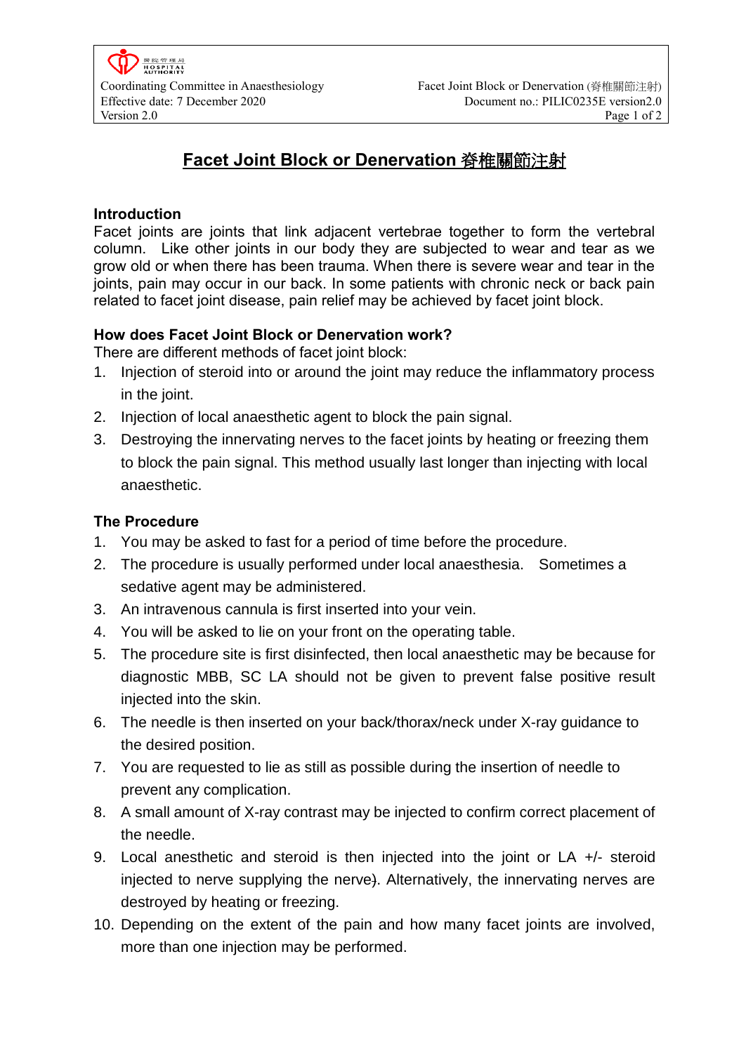# Facet Joint Block or Denervation 脊椎關節注射

## Introduction

Facet joints are joints that link adjacent vertebrae together to form the vertebral column. Like other joints in our body they are subjected to wear and tear as we grow old or when there has been trauma. When there is severe wear and tear in the joints, pain may occur in our back. In some patients with chronic neck or back pain related to facet joint disease, pain relief may be achieved by facet joint block.

## How does Facet Joint Block or Denervation work?

There are different methods of facet joint block:

1. Injection of steroid into or around the joint may reduce the inflammatory process in the joint.
2. Injection of local anaesthetic agent to block the pain signal.
3. Destroying the innervating nerves to the facet joints by heating or freezing them to block the pain signal. This method usually last longer than injecting with local anaesthetic.

## The Procedure

1. You may be asked to fast for a period of time before the procedure.
2. The procedure is usually performed under local anaesthesia. Sometimes a sedative agent may be administered.
3. An intravenous cannula is first inserted into your vein.
4. You will be asked to lie on your front on the operating table.
5. The procedure site is first disinfected, then local anaesthetic may be because for diagnostic MBB, SC LA should not be given to prevent false positive result injected into the skin.
6. The needle is then inserted on your back/thorax/neck under X-ray guidance to the desired position.
7. You are requested to lie as still as possible during the insertion of needle to prevent any complication.
8. A small amount of X-ray contrast may be injected to confirm correct placement of the needle.
9. Local anesthetic and steroid is then injected into the joint or LA +/- steroid injected to nerve supplying the nerve). Alternatively, the innervating nerves are destroyed by heating or freezing.
10. Depending on the extent of the pain and how many facet joints are involved, more than one injection may be performed.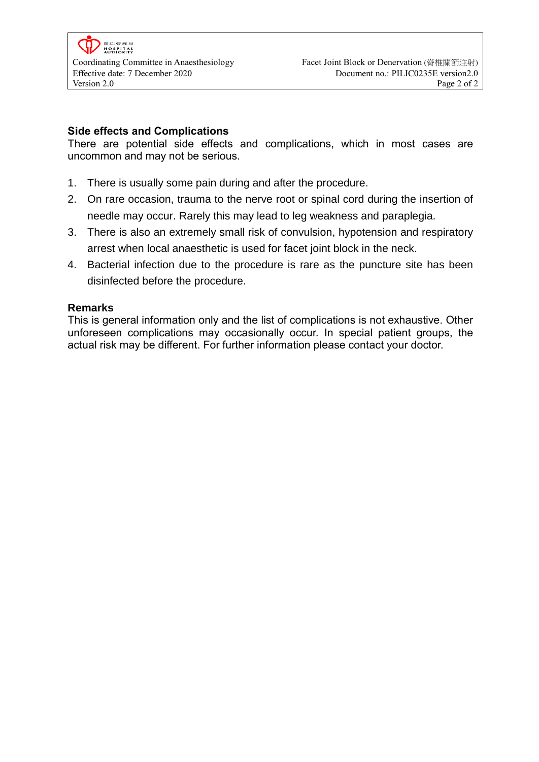## Side effects and Complications

There are potential side effects and complications, which in most cases are uncommon and may not be serious.

1. There is usually some pain during and after the procedure.
2. On rare occasion, trauma to the nerve root or spinal cord during the insertion of needle may occur. Rarely this may lead to leg weakness and paraplegia.
3. There is also an extremely small risk of convulsion, hypotension and respiratory arrest when local anaesthetic is used for facet joint block in the neck.
4. Bacterial infection due to the procedure is rare as the puncture site has been disinfected before the procedure.

## Remarks

This is general information only and the list of complications is not exhaustive. Other unforeseen complications may occasionally occur. In special patient groups, the actual risk may be different. For further information please contact your doctor.